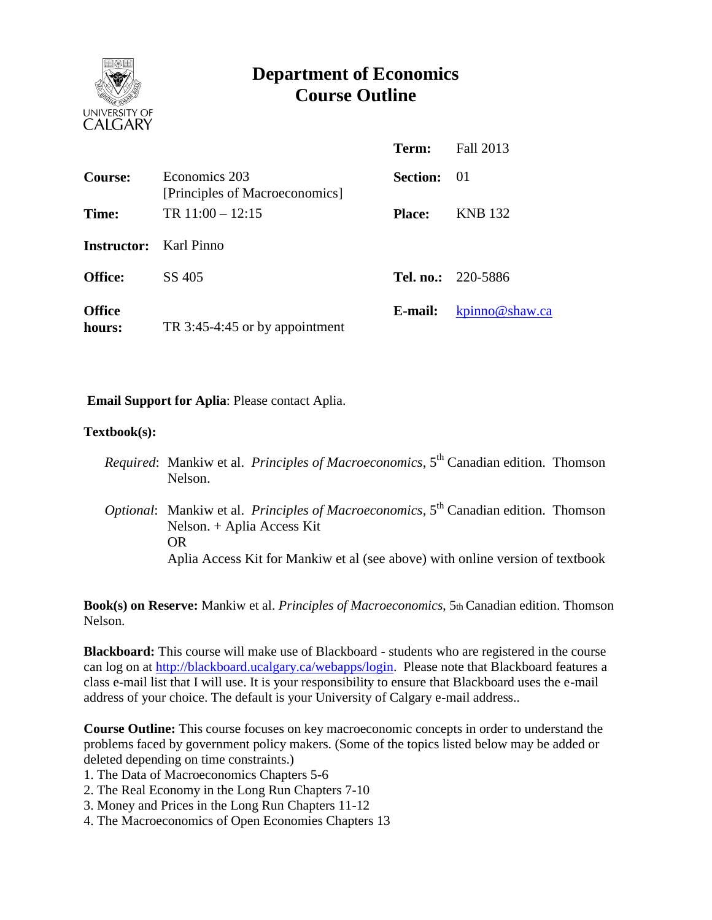# Department of Economics
# Course Outline

| | | | |
|---|---|---|---|
| | | **Term:** | Fall 2013 |
| **Course:** | Economics 203 [Principles of Macroeconomics] | **Section:** | 01 |
| **Time:** | TR 11:00 – 12:15 | **Place:** | KNB 132 |
| **Instructor:** | Karl Pinno | | |
| **Office:** | SS 405 | **Tel. no.:** | 220-5886 |
| **Office hours:** | TR 3:45-4:45 or by appointment | **E-mail:** | kpinno@shaw.ca |

**Email Support for Aplia**: Please contact Aplia.

**Textbook(s):**

*Required*: Mankiw et al. *Principles of Macroeconomics*, 5th Canadian edition. Thomson Nelson.

*Optional*: Mankiw et al. *Principles of Macroeconomics*, 5th Canadian edition. Thomson Nelson. + Aplia Access Kit
OR
Aplia Access Kit for Mankiw et al (see above) with online version of textbook

**Book(s) on Reserve:** Mankiw et al. *Principles of Macroeconomics*, 5th Canadian edition. Thomson Nelson.

**Blackboard:** This course will make use of Blackboard - students who are registered in the course can log on at http://blackboard.ucalgary.ca/webapps/login. Please note that Blackboard features a class e-mail list that I will use. It is your responsibility to ensure that Blackboard uses the e-mail address of your choice. The default is your University of Calgary e-mail address..

**Course Outline:** This course focuses on key macroeconomic concepts in order to understand the problems faced by government policy makers. (Some of the topics listed below may be added or deleted depending on time constraints.)

1. The Data of Macroeconomics Chapters 5-6
2. The Real Economy in the Long Run Chapters 7-10
3. Money and Prices in the Long Run Chapters 11-12
4. The Macroeconomics of Open Economies Chapters 13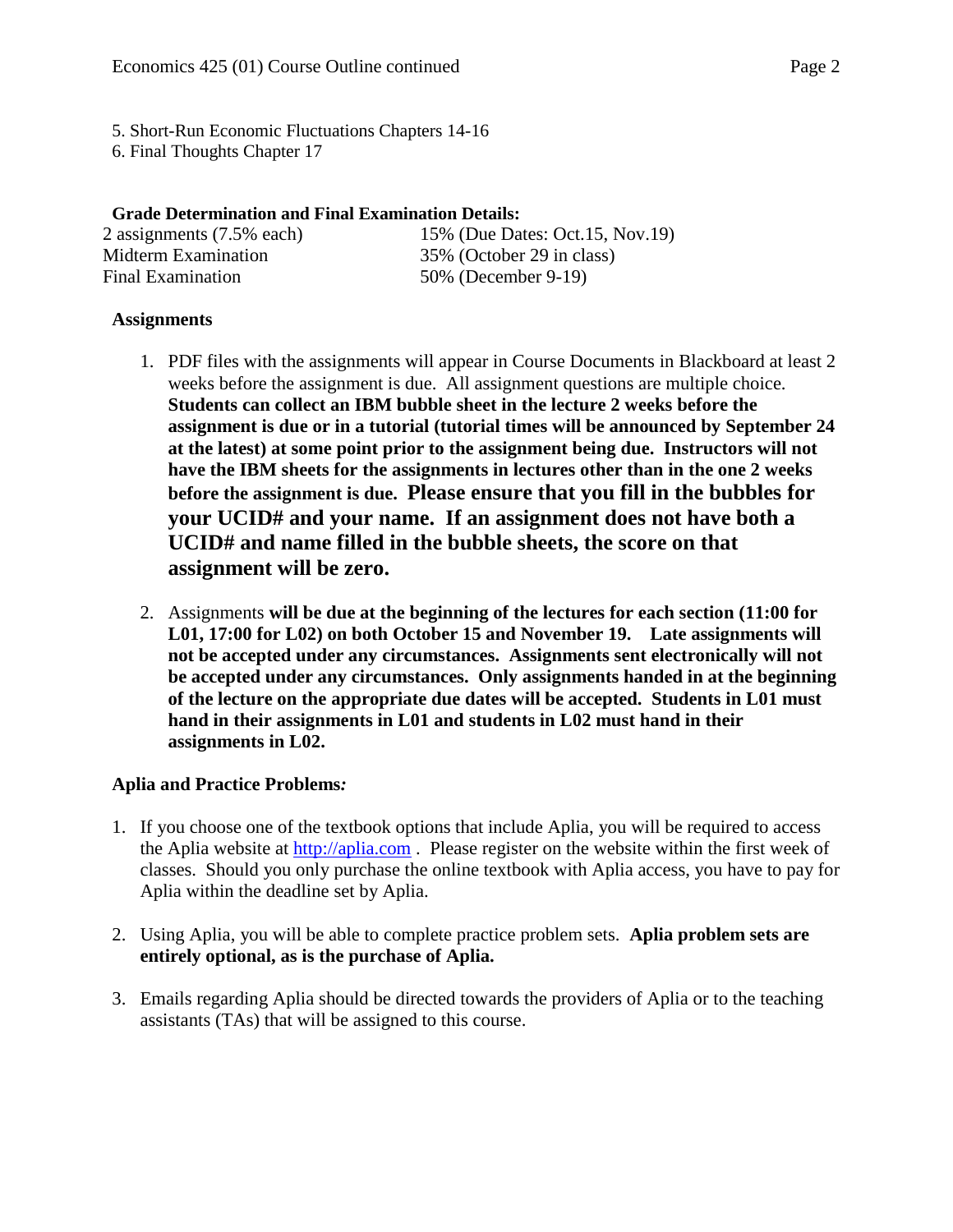5. Short-Run Economic Fluctuations Chapters 14-16
6. Final Thoughts Chapter 17

**Grade Determination and Final Examination Details:**

| | |
|---|---|
| 2 assignments (7.5% each) | 15% (Due Dates: Oct.15, Nov.19) |
| Midterm Examination | 35% (October 29 in class) |
| Final Examination | 50% (December 9-19) |

**Assignments**

1. PDF files with the assignments will appear in Course Documents in Blackboard at least 2 weeks before the assignment is due. All assignment questions are multiple choice. **Students can collect an IBM bubble sheet in the lecture 2 weeks before the assignment is due or in a tutorial (tutorial times will be announced by September 24 at the latest) at some point prior to the assignment being due. Instructors will not have the IBM sheets for the assignments in lectures other than in the one 2 weeks before the assignment is due. Please ensure that you fill in the bubbles for your UCID# and your name. If an assignment does not have both a UCID# and name filled in the bubble sheets, the score on that assignment will be zero.**

2. Assignments **will be due at the beginning of the lectures for each section (11:00 for L01, 17:00 for L02) on both October 15 and November 19. Late assignments will not be accepted under any circumstances. Assignments sent electronically will not be accepted under any circumstances. Only assignments handed in at the beginning of the lecture on the appropriate due dates will be accepted. Students in L01 must hand in their assignments in L01 and students in L02 must hand in their assignments in L02.**

**Aplia and Practice Problems*:***

1. If you choose one of the textbook options that include Aplia, you will be required to access the Aplia website at http://aplia.com . Please register on the website within the first week of classes. Should you only purchase the online textbook with Aplia access, you have to pay for Aplia within the deadline set by Aplia.

2. Using Aplia, you will be able to complete practice problem sets. **Aplia problem sets are entirely optional, as is the purchase of Aplia.**

3. Emails regarding Aplia should be directed towards the providers of Aplia or to the teaching assistants (TAs) that will be assigned to this course.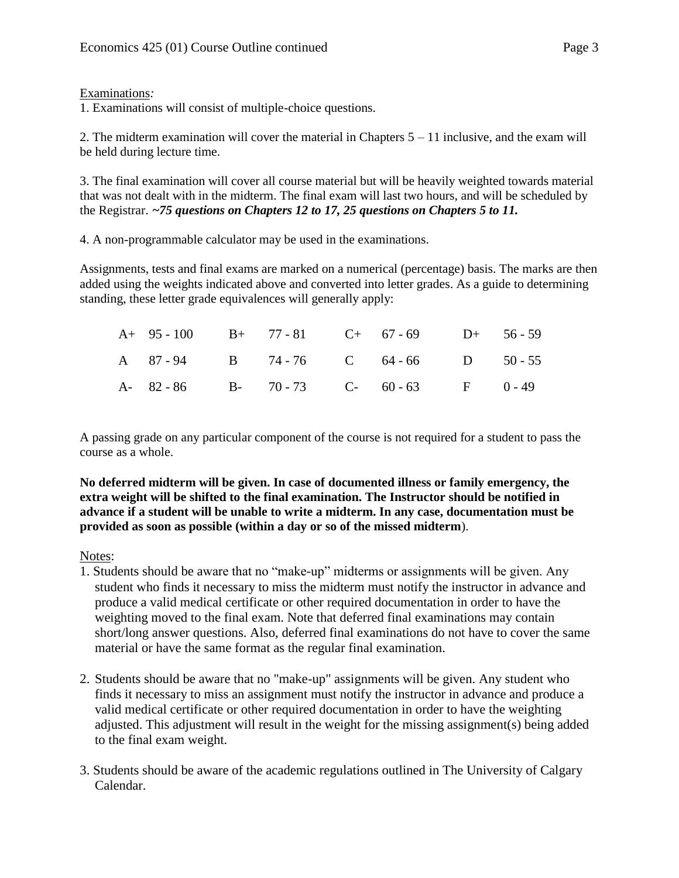Examinations:

1. Examinations will consist of multiple-choice questions.

2. The midterm examination will cover the material in Chapters 5 – 11 inclusive, and the exam will be held during lecture time.

3. The final examination will cover all course material but will be heavily weighted towards material that was not dealt with in the midterm. The final exam will last two hours, and will be scheduled by the Registrar. ***~75 questions on Chapters 12 to 17, 25 questions on Chapters 5 to 11.***

4. A non-programmable calculator may be used in the examinations.

Assignments, tests and final exams are marked on a numerical (percentage) basis. The marks are then added using the weights indicated above and converted into letter grades. As a guide to determining standing, these letter grade equivalences will generally apply:

| | | | | | | | |
|---|---|---|---|---|---|---|---|
| A+ | 95 - 100 | B+ | 77 - 81 | C+ | 67 - 69 | D+ | 56 - 59 |
| A | 87 - 94 | B | 74 - 76 | C | 64 - 66 | D | 50 - 55 |
| A- | 82 - 86 | B- | 70 - 73 | C- | 60 - 63 | F | 0 - 49 |

A passing grade on any particular component of the course is not required for a student to pass the course as a whole.

**No deferred midterm will be given. In case of documented illness or family emergency, the extra weight will be shifted to the final examination. The Instructor should be notified in advance if a student will be unable to write a midterm. In any case, documentation must be provided as soon as possible (within a day or so of the missed midterm**).

Notes:

1. Students should be aware that no "make-up" midterms or assignments will be given. Any student who finds it necessary to miss the midterm must notify the instructor in advance and produce a valid medical certificate or other required documentation in order to have the weighting moved to the final exam. Note that deferred final examinations may contain short/long answer questions. Also, deferred final examinations do not have to cover the same material or have the same format as the regular final examination.

2. Students should be aware that no "make-up" assignments will be given. Any student who finds it necessary to miss an assignment must notify the instructor in advance and produce a valid medical certificate or other required documentation in order to have the weighting adjusted. This adjustment will result in the weight for the missing assignment(s) being added to the final exam weight.

3. Students should be aware of the academic regulations outlined in The University of Calgary Calendar.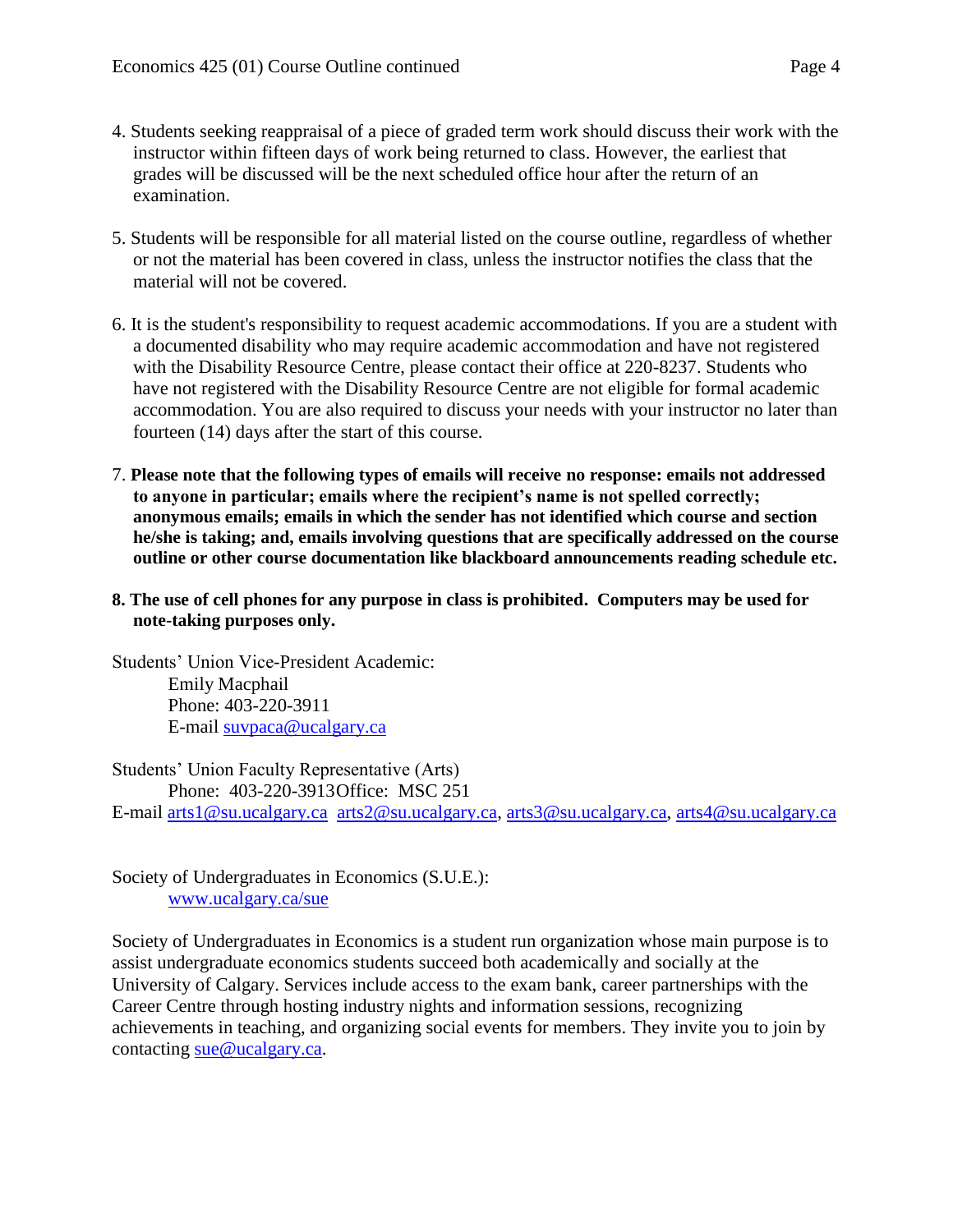4. Students seeking reappraisal of a piece of graded term work should discuss their work with the instructor within fifteen days of work being returned to class. However, the earliest that grades will be discussed will be the next scheduled office hour after the return of an examination.

5. Students will be responsible for all material listed on the course outline, regardless of whether or not the material has been covered in class, unless the instructor notifies the class that the material will not be covered.

6. It is the student's responsibility to request academic accommodations. If you are a student with a documented disability who may require academic accommodation and have not registered with the Disability Resource Centre, please contact their office at 220-8237. Students who have not registered with the Disability Resource Centre are not eligible for formal academic accommodation. You are also required to discuss your needs with your instructor no later than fourteen (14) days after the start of this course.

7. **Please note that the following types of emails will receive no response: emails not addressed to anyone in particular; emails where the recipient's name is not spelled correctly; anonymous emails; emails in which the sender has not identified which course and section he/she is taking; and, emails involving questions that are specifically addressed on the course outline or other course documentation like blackboard announcements reading schedule etc.**

**8. The use of cell phones for any purpose in class is prohibited. Computers may be used for note-taking purposes only.**

Students' Union Vice-President Academic:
Emily Macphail
Phone: 403-220-3911
E-mail suvpaca@ucalgary.ca

Students' Union Faculty Representative (Arts)
Phone: 403-220-3913 Office: MSC 251
E-mail arts1@su.ucalgary.ca arts2@su.ucalgary.ca, arts3@su.ucalgary.ca, arts4@su.ucalgary.ca

Society of Undergraduates in Economics (S.U.E.):
www.ucalgary.ca/sue

Society of Undergraduates in Economics is a student run organization whose main purpose is to assist undergraduate economics students succeed both academically and socially at the University of Calgary. Services include access to the exam bank, career partnerships with the Career Centre through hosting industry nights and information sessions, recognizing achievements in teaching, and organizing social events for members. They invite you to join by contacting sue@ucalgary.ca.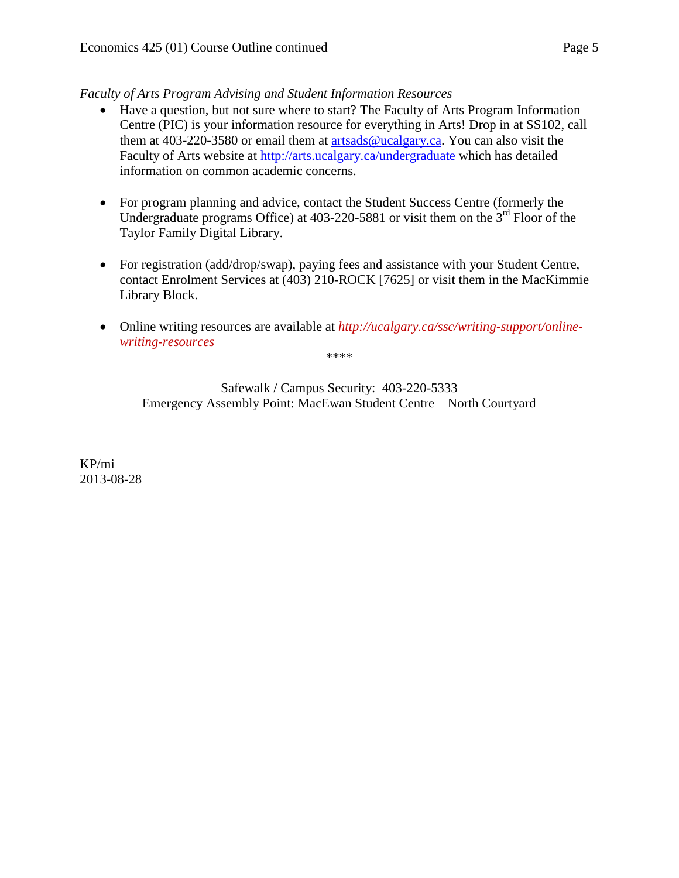*Faculty of Arts Program Advising and Student Information Resources*

- Have a question, but not sure where to start? The Faculty of Arts Program Information Centre (PIC) is your information resource for everything in Arts! Drop in at SS102, call them at 403-220-3580 or email them at [artsads@ucalgary.ca](mailto:artsads@ucalgary.ca). You can also visit the Faculty of Arts website at [http://arts.ucalgary.ca/undergraduate](http://arts.ucalgary.ca/undergraduate) which has detailed information on common academic concerns.

- For program planning and advice, contact the Student Success Centre (formerly the Undergraduate programs Office) at 403-220-5881 or visit them on the 3rd Floor of the Taylor Family Digital Library.

- For registration (add/drop/swap), paying fees and assistance with your Student Centre, contact Enrolment Services at (403) 210-ROCK [7625] or visit them in the MacKimmie Library Block.

- Online writing resources are available at *http://ucalgary.ca/ssc/writing-support/online-writing-resources*

****

Safewalk / Campus Security: 403-220-5333
Emergency Assembly Point: MacEwan Student Centre – North Courtyard

KP/mi
2013-08-28